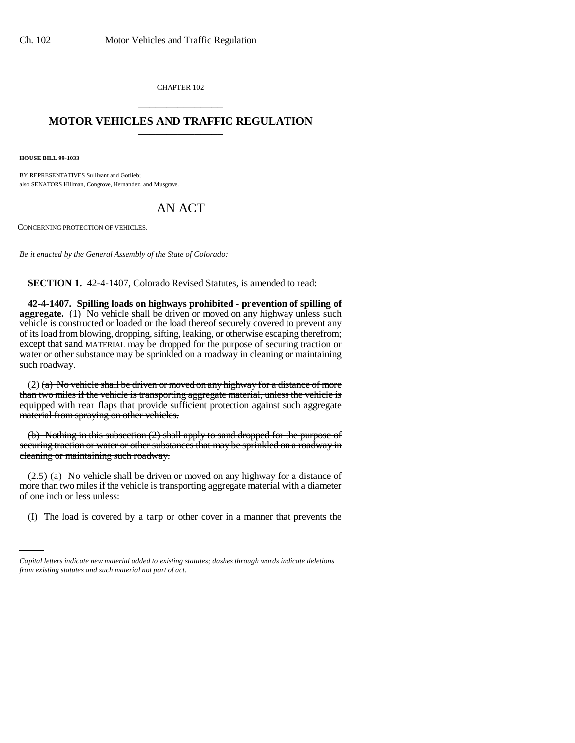CHAPTER 102

# MOTOR VEHICLES AND TRAFFIC REGULATION

**HOUSE BILL 99-1033**

BY REPRESENTATIVES Sullivant and Gotlieb;
also SENATORS Hillman, Congrove, Hernandez, and Musgrave.

# AN ACT

CONCERNING PROTECTION OF VEHICLES.

*Be it enacted by the General Assembly of the State of Colorado:*

**SECTION 1.** 42-4-1407, Colorado Revised Statutes, is amended to read:

**42-4-1407. Spilling loads on highways prohibited - prevention of spilling of aggregate.** (1) No vehicle shall be driven or moved on any highway unless such vehicle is constructed or loaded or the load thereof securely covered to prevent any of its load from blowing, dropping, sifting, leaking, or otherwise escaping therefrom; except that ~~sand~~ MATERIAL may be dropped for the purpose of securing traction or water or other substance may be sprinkled on a roadway in cleaning or maintaining such roadway.

(2) ~~(a) No vehicle shall be driven or moved on any highway for a distance of more than two miles if the vehicle is transporting aggregate material, unless the vehicle is equipped with rear flaps that provide sufficient protection against such aggregate material from spraying on other vehicles.~~

~~(b) Nothing in this subsection (2) shall apply to sand dropped for the purpose of securing traction or water or other substances that may be sprinkled on a roadway in cleaning or maintaining such roadway.~~

(2.5) (a) No vehicle shall be driven or moved on any highway for a distance of more than two miles if the vehicle is transporting aggregate material with a diameter of one inch or less unless:

(I) The load is covered by a tarp or other cover in a manner that prevents the

*Capital letters indicate new material added to existing statutes; dashes through words indicate deletions from existing statutes and such material not part of act.*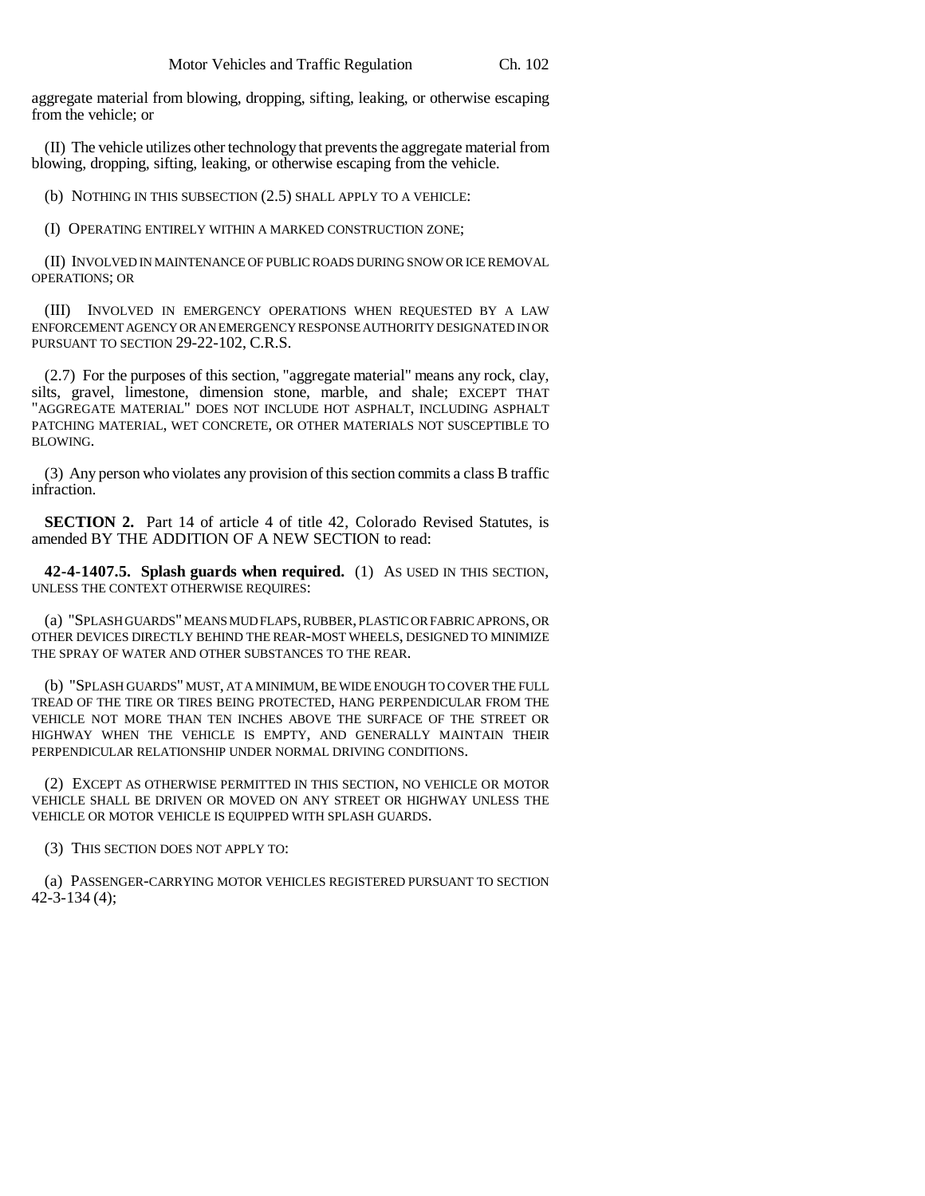aggregate material from blowing, dropping, sifting, leaking, or otherwise escaping from the vehicle; or

(II) The vehicle utilizes other technology that prevents the aggregate material from blowing, dropping, sifting, leaking, or otherwise escaping from the vehicle.

(b) NOTHING IN THIS SUBSECTION (2.5) SHALL APPLY TO A VEHICLE:

(I) OPERATING ENTIRELY WITHIN A MARKED CONSTRUCTION ZONE;

(II) INVOLVED IN MAINTENANCE OF PUBLIC ROADS DURING SNOW OR ICE REMOVAL OPERATIONS; OR

(III) INVOLVED IN EMERGENCY OPERATIONS WHEN REQUESTED BY A LAW ENFORCEMENT AGENCY OR AN EMERGENCY RESPONSE AUTHORITY DESIGNATED IN OR PURSUANT TO SECTION 29-22-102, C.R.S.

(2.7) For the purposes of this section, "aggregate material" means any rock, clay, silts, gravel, limestone, dimension stone, marble, and shale; EXCEPT THAT "AGGREGATE MATERIAL" DOES NOT INCLUDE HOT ASPHALT, INCLUDING ASPHALT PATCHING MATERIAL, WET CONCRETE, OR OTHER MATERIALS NOT SUSCEPTIBLE TO BLOWING.

(3) Any person who violates any provision of this section commits a class B traffic infraction.

**SECTION 2.** Part 14 of article 4 of title 42, Colorado Revised Statutes, is amended BY THE ADDITION OF A NEW SECTION to read:

**42-4-1407.5. Splash guards when required.** (1) AS USED IN THIS SECTION, UNLESS THE CONTEXT OTHERWISE REQUIRES:

(a) "SPLASH GUARDS" MEANS MUD FLAPS, RUBBER, PLASTIC OR FABRIC APRONS, OR OTHER DEVICES DIRECTLY BEHIND THE REAR-MOST WHEELS, DESIGNED TO MINIMIZE THE SPRAY OF WATER AND OTHER SUBSTANCES TO THE REAR.

(b) "SPLASH GUARDS" MUST, AT A MINIMUM, BE WIDE ENOUGH TO COVER THE FULL TREAD OF THE TIRE OR TIRES BEING PROTECTED, HANG PERPENDICULAR FROM THE VEHICLE NOT MORE THAN TEN INCHES ABOVE THE SURFACE OF THE STREET OR HIGHWAY WHEN THE VEHICLE IS EMPTY, AND GENERALLY MAINTAIN THEIR PERPENDICULAR RELATIONSHIP UNDER NORMAL DRIVING CONDITIONS.

(2) EXCEPT AS OTHERWISE PERMITTED IN THIS SECTION, NO VEHICLE OR MOTOR VEHICLE SHALL BE DRIVEN OR MOVED ON ANY STREET OR HIGHWAY UNLESS THE VEHICLE OR MOTOR VEHICLE IS EQUIPPED WITH SPLASH GUARDS.

(3) THIS SECTION DOES NOT APPLY TO:

(a) PASSENGER-CARRYING MOTOR VEHICLES REGISTERED PURSUANT TO SECTION 42-3-134 (4);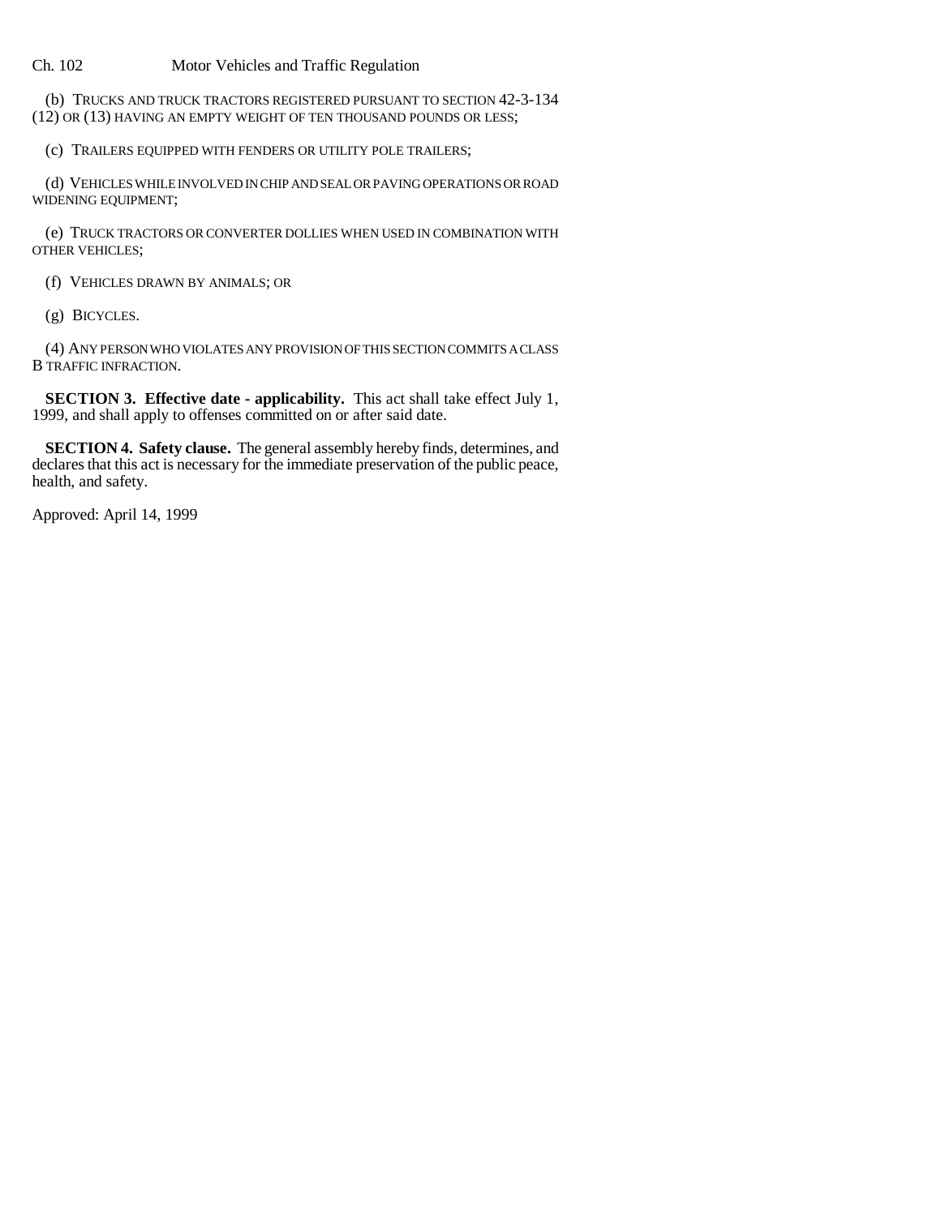(b) TRUCKS AND TRUCK TRACTORS REGISTERED PURSUANT TO SECTION 42-3-134 (12) OR (13) HAVING AN EMPTY WEIGHT OF TEN THOUSAND POUNDS OR LESS;

(c) TRAILERS EQUIPPED WITH FENDERS OR UTILITY POLE TRAILERS;

(d) VEHICLES WHILE INVOLVED IN CHIP AND SEAL OR PAVING OPERATIONS OR ROAD WIDENING EQUIPMENT;

(e) TRUCK TRACTORS OR CONVERTER DOLLIES WHEN USED IN COMBINATION WITH OTHER VEHICLES;

(f) VEHICLES DRAWN BY ANIMALS; OR

(g) BICYCLES.

(4) ANY PERSON WHO VIOLATES ANY PROVISION OF THIS SECTION COMMITS A CLASS B TRAFFIC INFRACTION.

**SECTION 3. Effective date - applicability.** This act shall take effect July 1, 1999, and shall apply to offenses committed on or after said date.

**SECTION 4. Safety clause.** The general assembly hereby finds, determines, and declares that this act is necessary for the immediate preservation of the public peace, health, and safety.

Approved: April 14, 1999